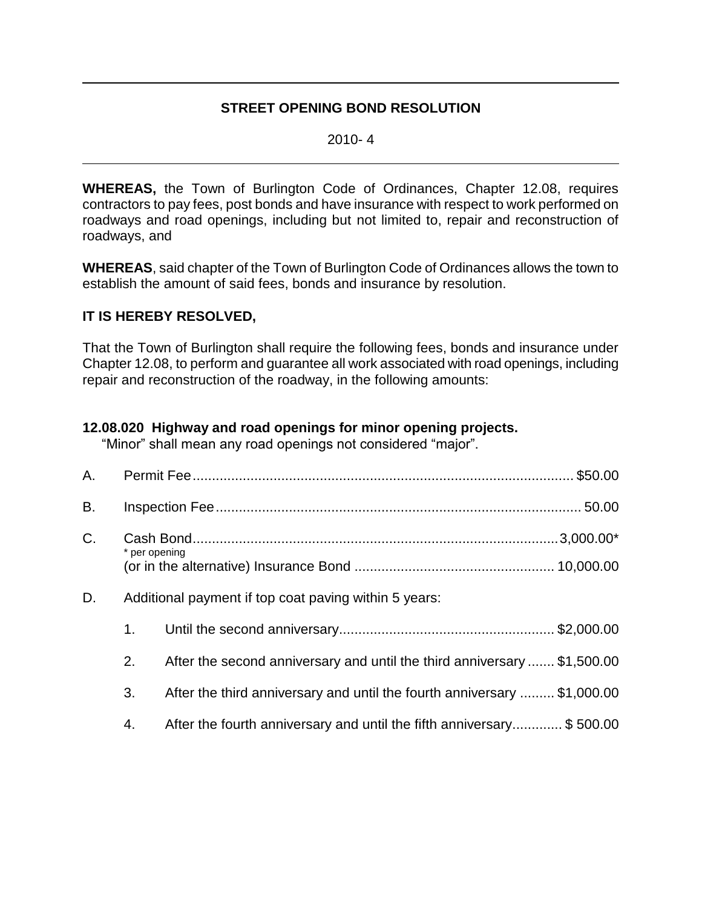---

## STREET OPENING BOND RESOLUTION

2010- 4

---

**WHEREAS,** the Town of Burlington Code of Ordinances, Chapter 12.08, requires contractors to pay fees, post bonds and have insurance with respect to work performed on roadways and road openings, including but not limited to, repair and reconstruction of roadways, and

**WHEREAS**, said chapter of the Town of Burlington Code of Ordinances allows the town to establish the amount of said fees, bonds and insurance by resolution.

**IT IS HEREBY RESOLVED,**

That the Town of Burlington shall require the following fees, bonds and insurance under Chapter 12.08, to perform and guarantee all work associated with road openings, including repair and reconstruction of the roadway, in the following amounts:

**12.08.020 Highway and road openings for minor opening projects.**
"Minor" shall mean any road openings not considered "major".

A. Permit Fee.................................................................................................. $50.00

B. Inspection Fee.............................................................................................. 50.00

C. Cash Bond..............................................................................................3,000.00*
   * per opening
   (or in the alternative) Insurance Bond ................................................... 10,000.00

D. Additional payment if top coat paving within 5 years:

   1. Until the second anniversary....................................................... $2,000.00

   2. After the second anniversary and until the third anniversary ....... $1,500.00

   3. After the third anniversary and until the fourth anniversary ......... $1,000.00

   4. After the fourth anniversary and until the fifth anniversary............. $ 500.00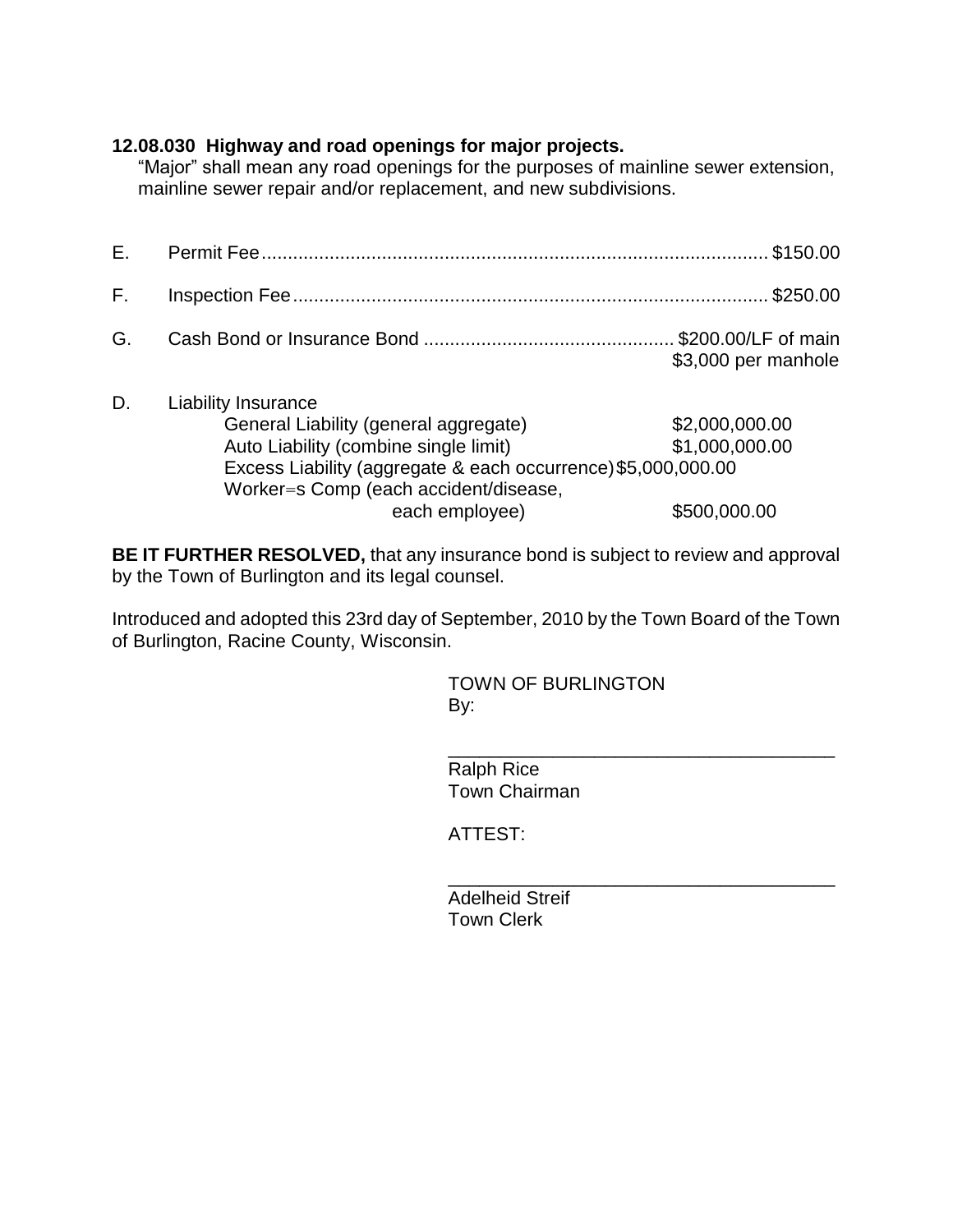**12.08.030 Highway and road openings for major projects.**

"Major" shall mean any road openings for the purposes of mainline sewer extension, mainline sewer repair and/or replacement, and new subdivisions.

E. Permit Fee....................................................................................................... $150.00

F. Inspection Fee................................................................................................. $250.00

G. Cash Bond or Insurance Bond ............................................... $200.00/LF of main
$3,000 per manhole

D. Liability Insurance

| | |
|---|---|
| General Liability (general aggregate) | $2,000,000.00 |
| Auto Liability (combine single limit) | $1,000,000.00 |
| Excess Liability (aggregate & each occurrence) | $5,000,000.00 |
| Worker=s Comp (each accident/disease, each employee) | $500,000.00 |

**BE IT FURTHER RESOLVED,** that any insurance bond is subject to review and approval by the Town of Burlington and its legal counsel.

Introduced and adopted this 23rd day of September, 2010 by the Town Board of the Town of Burlington, Racine County, Wisconsin.

TOWN OF BURLINGTON
By:

\_\_\_\_\_\_\_\_\_\_\_\_\_\_\_\_\_\_\_\_\_\_\_\_\_\_\_\_\_\_\_\_\_\_\_\_
Ralph Rice
Town Chairman

ATTEST:

\_\_\_\_\_\_\_\_\_\_\_\_\_\_\_\_\_\_\_\_\_\_\_\_\_\_\_\_\_\_\_\_\_\_\_\_
Adelheid Streif
Town Clerk